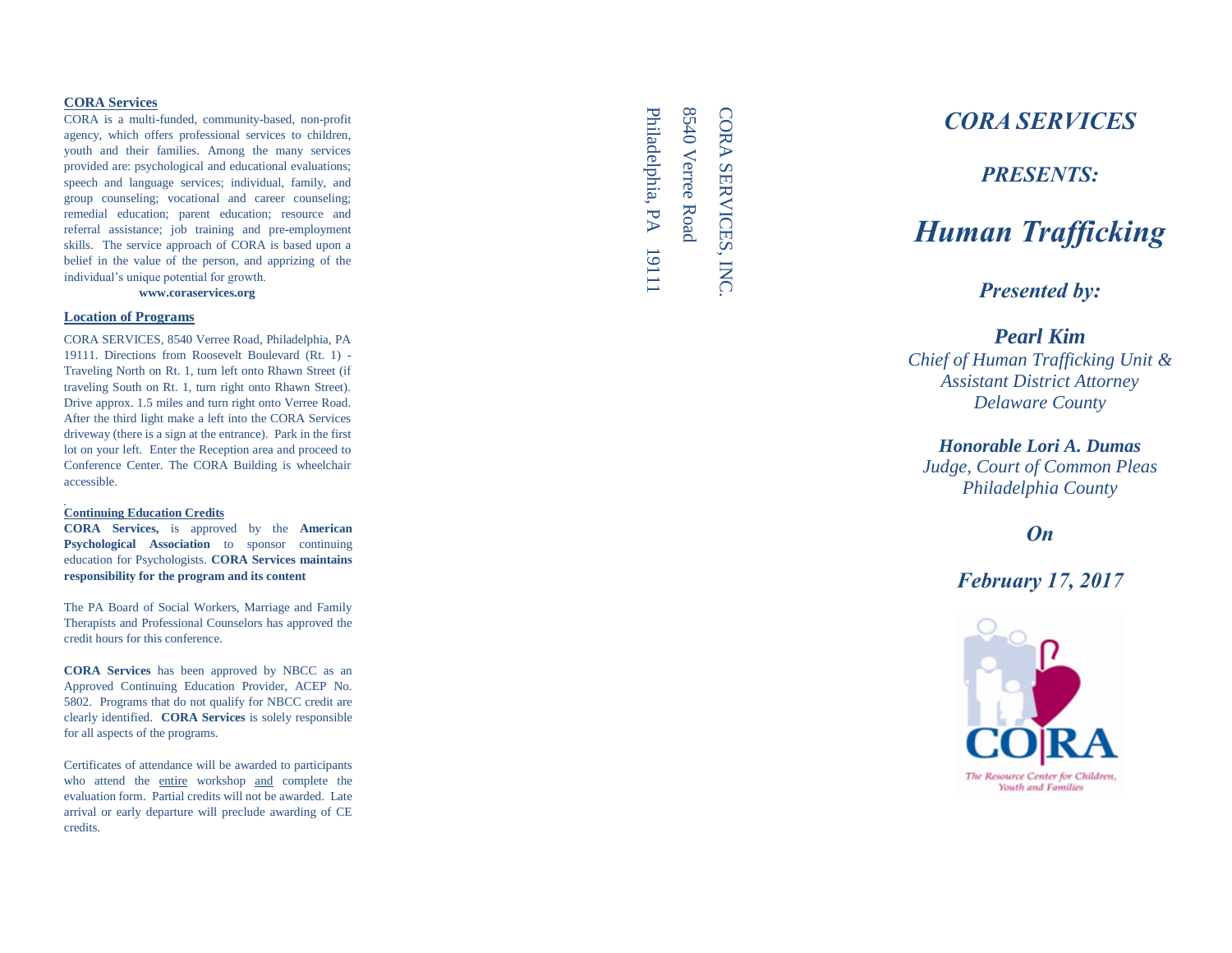## CORA Services

CORA is a multi-funded, community-based, non-profit agency, which offers professional services to children, youth and their families. Among the many services provided are: psychological and educational evaluations; speech and language services; individual, family, and group counseling; vocational and career counseling; remedial education; parent education; resource and referral assistance; job training and pre-employment skills. The service approach of CORA is based upon a belief in the value of the person, and apprizing of the individual's unique potential for growth.

**www.coraservices.org**

## Location of Programs

CORA SERVICES, 8540 Verree Road, Philadelphia, PA 19111. Directions from Roosevelt Boulevard (Rt. 1) - Traveling North on Rt. 1, turn left onto Rhawn Street (if traveling South on Rt. 1, turn right onto Rhawn Street). Drive approx. 1.5 miles and turn right onto Verree Road. After the third light make a left into the CORA Services driveway (there is a sign at the entrance). Park in the first lot on your left. Enter the Reception area and proceed to Conference Center. The CORA Building is wheelchair accessible.

## Continuing Education Credits

**CORA Services,** is approved by the **American Psychological Association** to sponsor continuing education for Psychologists. **CORA Services maintains responsibility for the program and its content**

The PA Board of Social Workers, Marriage and Family Therapists and Professional Counselors has approved the credit hours for this conference.

**CORA Services** has been approved by NBCC as an Approved Continuing Education Provider, ACEP No. 5802. Programs that do not qualify for NBCC credit are clearly identified. **CORA Services** is solely responsible for all aspects of the programs.

Certificates of attendance will be awarded to participants who attend the entire workshop and complete the evaluation form. Partial credits will not be awarded. Late arrival or early departure will preclude awarding of CE credits.

CORA SERVICES, INC.
8540 Verree Road
Philadelphia, PA 19111

# *CORA SERVICES*

## *PRESENTS:*

# *Human Trafficking*

### *Presented by:*

***Pearl Kim***
*Chief of Human Trafficking Unit &*
*Assistant District Attorney*
*Delaware County*

***Honorable Lori A. Dumas***
*Judge, Court of Common Pleas*
*Philadelphia County*

***On***

***February 17, 2017***

CORA
*The Resource Center for Children, Youth and Families*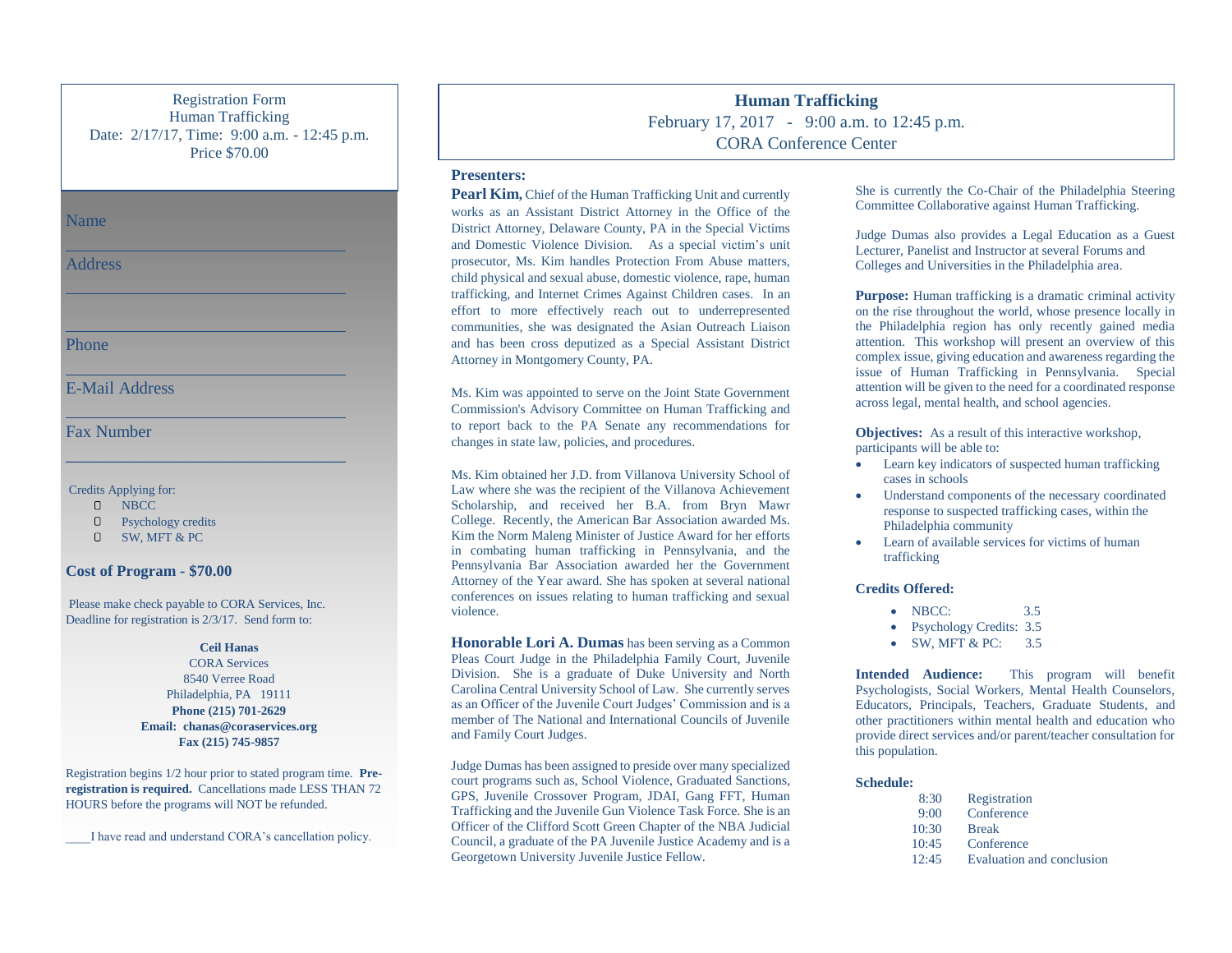Registration Form
Human Trafficking
Date: 2/17/17, Time: 9:00 a.m. - 12:45 p.m.
Price $70.00

Name ______________________________

Address ______________________________

______________________________

Phone ______________________________

E-Mail Address ______________________________

Fax Number ______________________________

Credits Applying for:

- NBCC
- Psychology credits
- SW, MFT & PC

**Cost of Program - $70.00**

Please make check payable to CORA Services, Inc. Deadline for registration is 2/3/17. Send form to:

**Ceil Hanas**
CORA Services
8540 Verree Road
Philadelphia, PA 19111
**Phone (215) 701-2629**
**Email: chanas@coraservices.org**
**Fax (215) 745-9857**

Registration begins 1/2 hour prior to stated program time. **Pre-registration is required.** Cancellations made LESS THAN 72 HOURS before the programs will NOT be refunded.

____I have read and understand CORA's cancellation policy.

# Human Trafficking

February 17, 2017 - 9:00 a.m. to 12:45 p.m.
CORA Conference Center

**Presenters:**

**Pearl Kim,** Chief of the Human Trafficking Unit and currently works as an Assistant District Attorney in the Office of the District Attorney, Delaware County, PA in the Special Victims and Domestic Violence Division. As a special victim's unit prosecutor, Ms. Kim handles Protection From Abuse matters, child physical and sexual abuse, domestic violence, rape, human trafficking, and Internet Crimes Against Children cases. In an effort to more effectively reach out to underrepresented communities, she was designated the Asian Outreach Liaison and has been cross deputized as a Special Assistant District Attorney in Montgomery County, PA.

Ms. Kim was appointed to serve on the Joint State Government Commission's Advisory Committee on Human Trafficking and to report back to the PA Senate any recommendations for changes in state law, policies, and procedures.

Ms. Kim obtained her J.D. from Villanova University School of Law where she was the recipient of the Villanova Achievement Scholarship, and received her B.A. from Bryn Mawr College. Recently, the American Bar Association awarded Ms. Kim the Norm Maleng Minister of Justice Award for her efforts in combating human trafficking in Pennsylvania, and the Pennsylvania Bar Association awarded her the Government Attorney of the Year award. She has spoken at several national conferences on issues relating to human trafficking and sexual violence.

**Honorable Lori A. Dumas** has been serving as a Common Pleas Court Judge in the Philadelphia Family Court, Juvenile Division. She is a graduate of Duke University and North Carolina Central University School of Law. She currently serves as an Officer of the Juvenile Court Judges' Commission and is a member of The National and International Councils of Juvenile and Family Court Judges.

Judge Dumas has been assigned to preside over many specialized court programs such as, School Violence, Graduated Sanctions, GPS, Juvenile Crossover Program, JDAI, Gang FFT, Human Trafficking and the Juvenile Gun Violence Task Force. She is an Officer of the Clifford Scott Green Chapter of the NBA Judicial Council, a graduate of the PA Juvenile Justice Academy and is a Georgetown University Juvenile Justice Fellow.

She is currently the Co-Chair of the Philadelphia Steering Committee Collaborative against Human Trafficking.

Judge Dumas also provides a Legal Education as a Guest Lecturer, Panelist and Instructor at several Forums and Colleges and Universities in the Philadelphia area.

**Purpose:** Human trafficking is a dramatic criminal activity on the rise throughout the world, whose presence locally in the Philadelphia region has only recently gained media attention. This workshop will present an overview of this complex issue, giving education and awareness regarding the issue of Human Trafficking in Pennsylvania. Special attention will be given to the need for a coordinated response across legal, mental health, and school agencies.

**Objectives:** As a result of this interactive workshop, participants will be able to:

- Learn key indicators of suspected human trafficking cases in schools
- Understand components of the necessary coordinated response to suspected trafficking cases, within the Philadelphia community
- Learn of available services for victims of human trafficking

**Credits Offered:**

- NBCC: 3.5
- Psychology Credits: 3.5
- SW, MFT & PC: 3.5

**Intended Audience:** This program will benefit Psychologists, Social Workers, Mental Health Counselors, Educators, Principals, Teachers, Graduate Students, and other practitioners within mental health and education who provide direct services and/or parent/teacher consultation for this population.

**Schedule:**

| | |
|---|---|
| 8:30 | Registration |
| 9:00 | Conference |
| 10:30 | Break |
| 10:45 | Conference |
| 12:45 | Evaluation and conclusion |